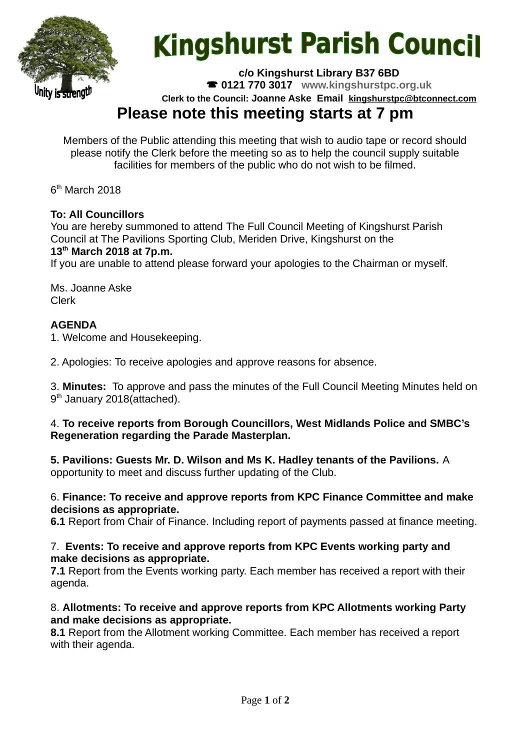# Kingshurst Parish Council

Unity is strength

**c/o Kingshurst Library B37 6BD**

☎ **0121 770 3017** **www.kingshurstpc.org.uk**

**Clerk to the Council: Joanne Aske Email kingshurstpc@btconnect.com**

## Please note this meeting starts at 7 pm

Members of the Public attending this meeting that wish to audio tape or record should please notify the Clerk before the meeting so as to help the council supply suitable facilities for members of the public who do not wish to be filmed.

6th March 2018

**To: All Councillors**

You are hereby summoned to attend The Full Council Meeting of Kingshurst Parish Council at The Pavilions Sporting Club, Meriden Drive, Kingshurst on the

**13th March 2018 at 7p.m.**

If you are unable to attend please forward your apologies to the Chairman or myself.

Ms. Joanne Aske
Clerk

**AGENDA**

1. Welcome and Housekeeping.

2. Apologies: To receive apologies and approve reasons for absence.

3. **Minutes:** To approve and pass the minutes of the Full Council Meeting Minutes held on 9th January 2018(attached).

4. **To receive reports from Borough Councillors, West Midlands Police and SMBC's Regeneration regarding the Parade Masterplan.**

**5. Pavilions: Guests Mr. D. Wilson and Ms K. Hadley tenants of the Pavilions.** A opportunity to meet and discuss further updating of the Club.

6. **Finance: To receive and approve reports from KPC Finance Committee and make decisions as appropriate.**

**6.1** Report from Chair of Finance. Including report of payments passed at finance meeting.

7. **Events: To receive and approve reports from KPC Events working party and make decisions as appropriate.**

**7.1** Report from the Events working party. Each member has received a report with their agenda.

8. **Allotments: To receive and approve reports from KPC Allotments working Party and make decisions as appropriate.**

**8.1** Report from the Allotment working Committee. Each member has received a report with their agenda.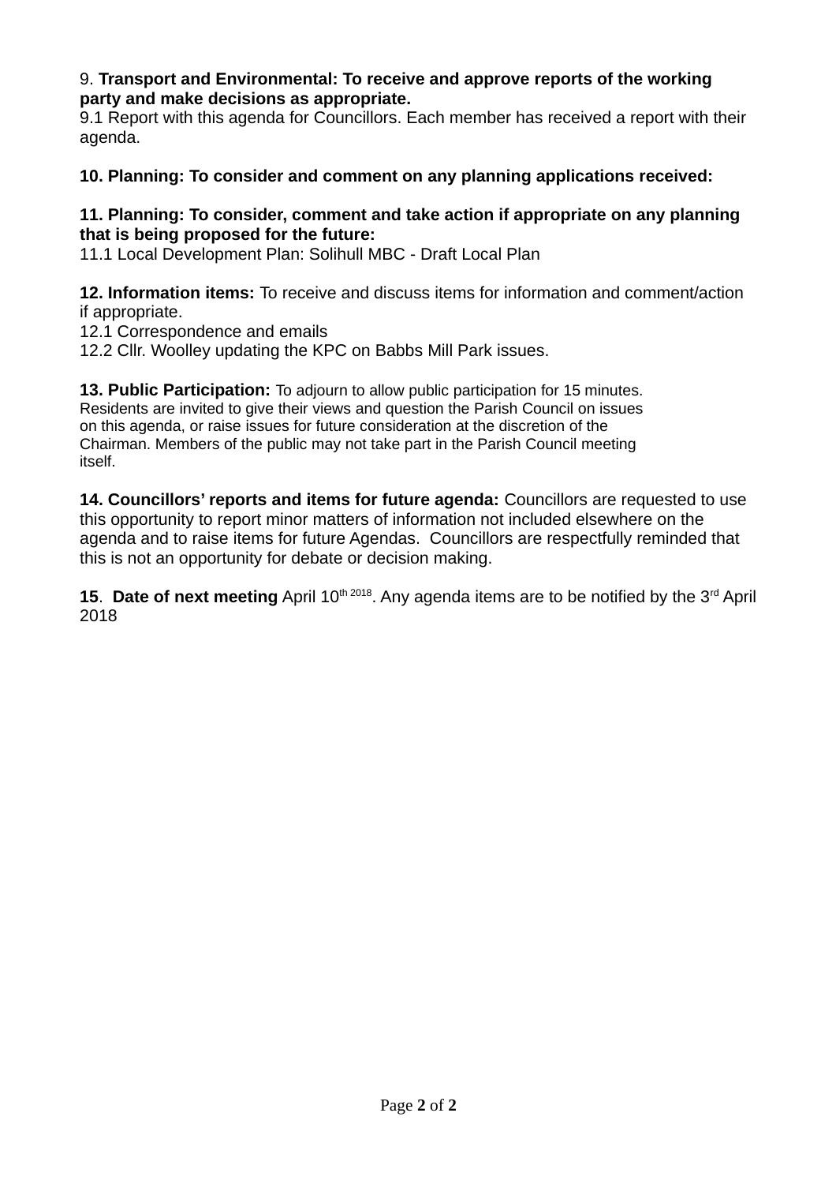9. **Transport and Environmental: To receive and approve reports of the working party and make decisions as appropriate.**
9.1 Report with this agenda for Councillors. Each member has received a report with their agenda.

**10. Planning: To consider and comment on any planning applications received:**

**11. Planning: To consider, comment and take action if appropriate on any planning that is being proposed for the future:**
11.1 Local Development Plan: Solihull MBC - Draft Local Plan

**12. Information items:** To receive and discuss items for information and comment/action if appropriate.
12.1 Correspondence and emails
12.2 Cllr. Woolley updating the KPC on Babbs Mill Park issues.

**13. Public Participation:** To adjourn to allow public participation for 15 minutes. Residents are invited to give their views and question the Parish Council on issues on this agenda, or raise issues for future consideration at the discretion of the Chairman. Members of the public may not take part in the Parish Council meeting itself.

**14. Councillors' reports and items for future agenda:** Councillors are requested to use this opportunity to report minor matters of information not included elsewhere on the agenda and to raise items for future Agendas. Councillors are respectfully reminded that this is not an opportunity for debate or decision making.

**15**. **Date of next meeting** April 10th 2018. Any agenda items are to be notified by the 3rd April 2018